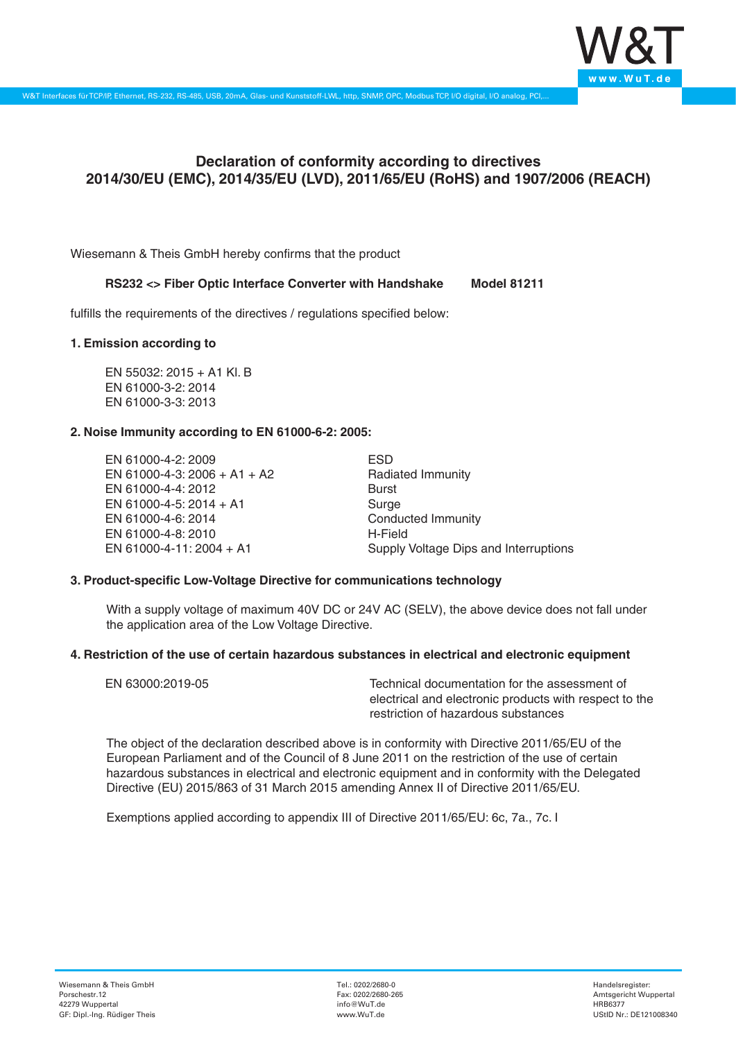# Declaration of conformity according to directives 2014/30/EU (EMC), 2014/35/EU (LVD), 2011/65/EU (RoHS) and 1907/2006 (REACH)

Wiesemann & Theis GmbH hereby confirms that the product

**RS232 <> Fiber Optic Interface Converter with Handshake Model 81211**

fulfills the requirements of the directives / regulations specified below:

### 1. Emission according to

EN 55032: 2015 + A1 Kl. B
EN 61000-3-2: 2014
EN 61000-3-3: 2013

### 2. Noise Immunity according to EN 61000-6-2: 2005:

| | |
|---|---|
| EN 61000-4-2: 2009 | ESD |
| EN 61000-4-3: 2006 + A1 + A2 | Radiated Immunity |
| EN 61000-4-4: 2012 | Burst |
| EN 61000-4-5: 2014 + A1 | Surge |
| EN 61000-4-6: 2014 | Conducted Immunity |
| EN 61000-4-8: 2010 | H-Field |
| EN 61000-4-11: 2004 + A1 | Supply Voltage Dips and Interruptions |

### 3. Product-specific Low-Voltage Directive for communications technology

With a supply voltage of maximum 40V DC or 24V AC (SELV), the above device does not fall under the application area of the Low Voltage Directive.

### 4. Restriction of the use of certain hazardous substances in electrical and electronic equipment

| | |
|---|---|
| EN 63000:2019-05 | Technical documentation for the assessment of electrical and electronic products with respect to the restriction of hazardous substances |

The object of the declaration described above is in conformity with Directive 2011/65/EU of the European Parliament and of the Council of 8 June 2011 on the restriction of the use of certain hazardous substances in electrical and electronic equipment and in conformity with the Delegated Directive (EU) 2015/863 of 31 March 2015 amending Annex II of Directive 2011/65/EU.

Exemptions applied according to appendix III of Directive 2011/65/EU: 6c, 7a., 7c. I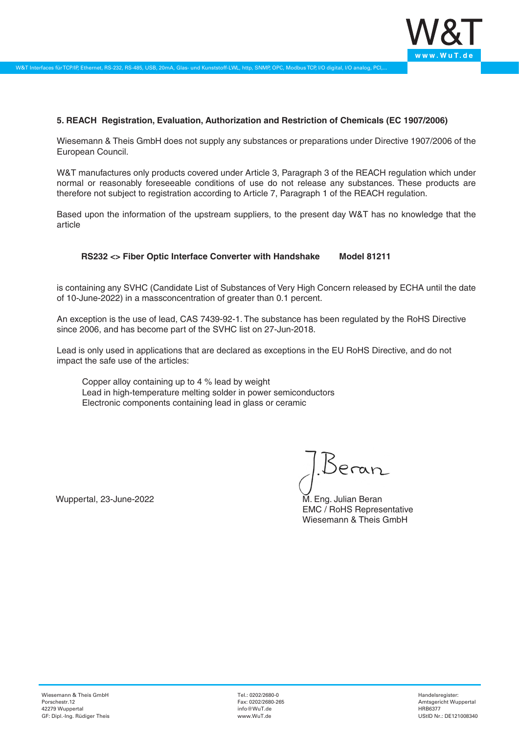## 5. REACH Registration, Evaluation, Authorization and Restriction of Chemicals (EC 1907/2006)

Wiesemann & Theis GmbH does not supply any substances or preparations under Directive 1907/2006 of the European Council.

W&T manufactures only products covered under Article 3, Paragraph 3 of the REACH regulation which under normal or reasonably foreseeable conditions of use do not release any substances. These products are therefore not subject to registration according to Article 7, Paragraph 1 of the REACH regulation.

Based upon the information of the upstream suppliers, to the present day W&T has no knowledge that the article

**RS232 <> Fiber Optic Interface Converter with Handshake      Model 81211**

is containing any SVHC (Candidate List of Substances of Very High Concern released by ECHA until the date of 10-June-2022) in a massconcentration of greater than 0.1 percent.

An exception is the use of lead, CAS 7439-92-1. The substance has been regulated by the RoHS Directive since 2006, and has become part of the SVHC list on 27-Jun-2018.

Lead is only used in applications that are declared as exceptions in the EU RoHS Directive, and do not impact the safe use of the articles:

Copper alloy containing up to 4 % lead by weight
Lead in high-temperature melting solder in power semiconductors
Electronic components containing lead in glass or ceramic

Wuppertal, 23-June-2022

M. Eng. Julian Beran
EMC / RoHS Representative
Wiesemann & Theis GmbH